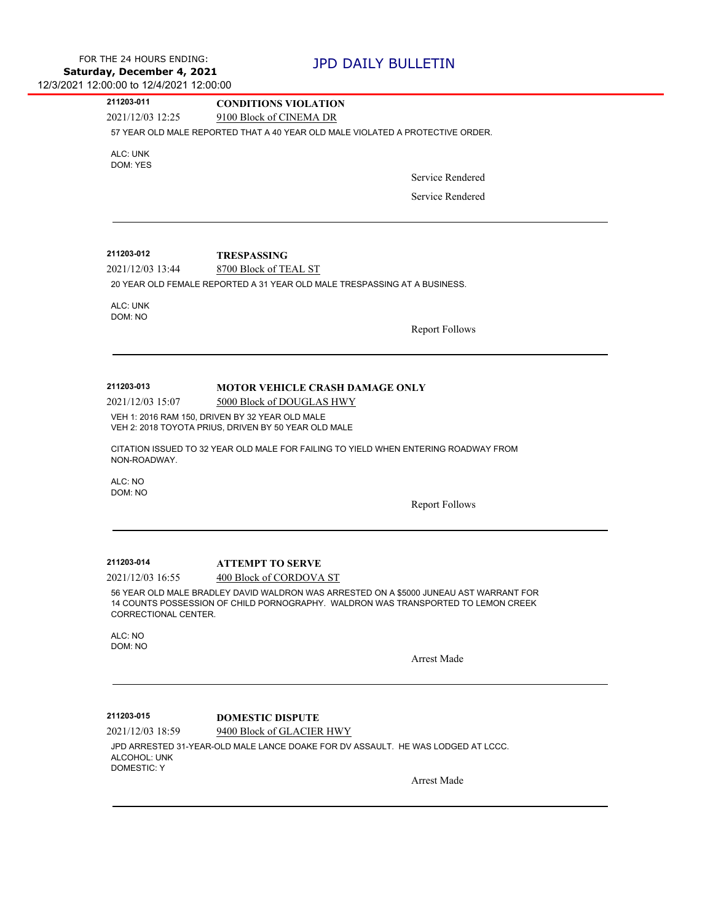# JPD DAILY BULLETIN

FOR THE 24 HOURS ENDING:
**Saturday, December 4, 2021**
12/3/2021 12:00:00 to 12/4/2021 12:00:00

---

**211203-011** — **CONDITIONS VIOLATION**

2021/12/03 12:25 — 9100 Block of CINEMA DR

57 YEAR OLD MALE REPORTED THAT A 40 YEAR OLD MALE VIOLATED A PROTECTIVE ORDER.

ALC: UNK
DOM: YES

Service Rendered

Service Rendered

---

**211203-012** — **TRESPASSING**

2021/12/03 13:44 — 8700 Block of TEAL ST

20 YEAR OLD FEMALE REPORTED A 31 YEAR OLD MALE TRESPASSING AT A BUSINESS.

ALC: UNK
DOM: NO

Report Follows

---

**211203-013** — **MOTOR VEHICLE CRASH DAMAGE ONLY**

2021/12/03 15:07 — 5000 Block of DOUGLAS HWY

VEH 1: 2016 RAM 150, DRIVEN BY 32 YEAR OLD MALE
VEH 2: 2018 TOYOTA PRIUS, DRIVEN BY 50 YEAR OLD MALE

CITATION ISSUED TO 32 YEAR OLD MALE FOR FAILING TO YIELD WHEN ENTERING ROADWAY FROM NON-ROADWAY.

ALC: NO
DOM: NO

Report Follows

---

**211203-014** — **ATTEMPT TO SERVE**

2021/12/03 16:55 — 400 Block of CORDOVA ST

56 YEAR OLD MALE BRADLEY DAVID WALDRON WAS ARRESTED ON A $5000 JUNEAU AST WARRANT FOR 14 COUNTS POSSESSION OF CHILD PORNOGRAPHY. WALDRON WAS TRANSPORTED TO LEMON CREEK CORRECTIONAL CENTER.

ALC: NO
DOM: NO

Arrest Made

---

**211203-015** — **DOMESTIC DISPUTE**

2021/12/03 18:59 — 9400 Block of GLACIER HWY

JPD ARRESTED 31-YEAR-OLD MALE LANCE DOAKE FOR DV ASSAULT. HE WAS LODGED AT LCCC.
ALCOHOL: UNK
DOMESTIC: Y

Arrest Made

---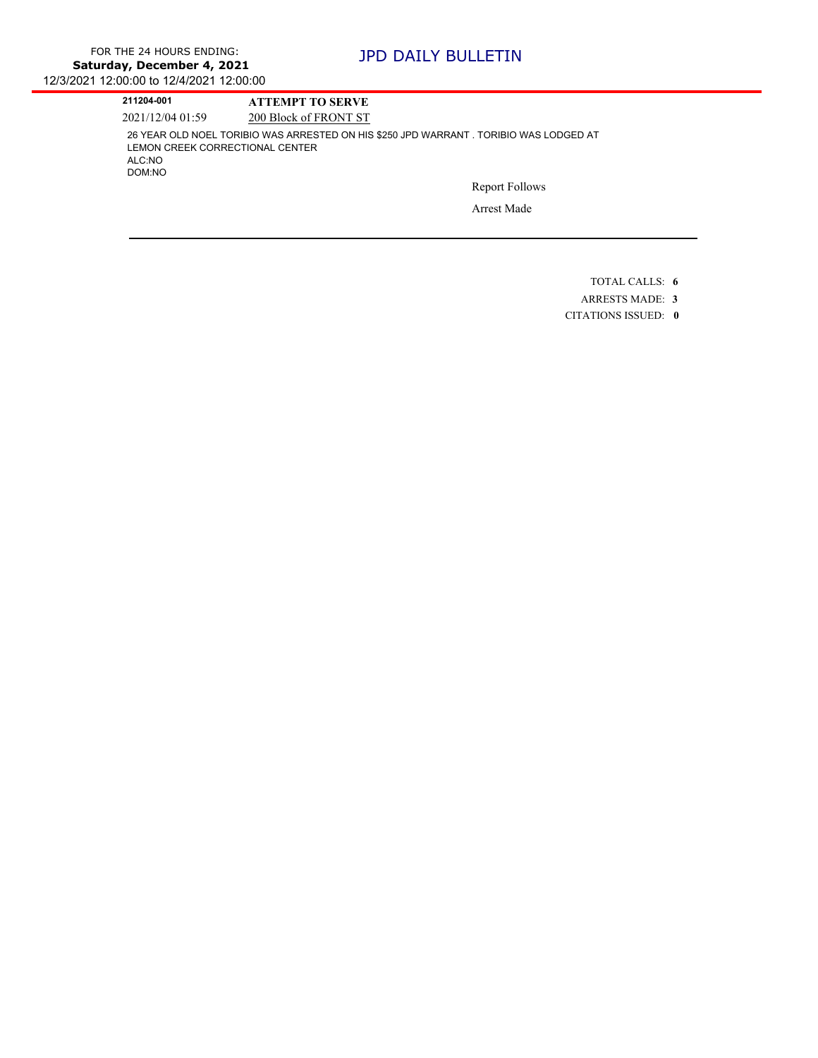FOR THE 24 HOURS ENDING:
**Saturday, December 4, 2021**
12/3/2021 12:00:00 to 12/4/2021 12:00:00

# JPD DAILY BULLETIN

**211204-001** **ATTEMPT TO SERVE**
2021/12/04 01:59 200 Block of FRONT ST

26 YEAR OLD NOEL TORIBIO WAS ARRESTED ON HIS $250 JPD WARRANT . TORIBIO WAS LODGED AT LEMON CREEK CORRECTIONAL CENTER
ALC:NO
DOM:NO

Report Follows

Arrest Made

---

TOTAL CALLS: **6**
ARRESTS MADE: **3**
CITATIONS ISSUED: **0**